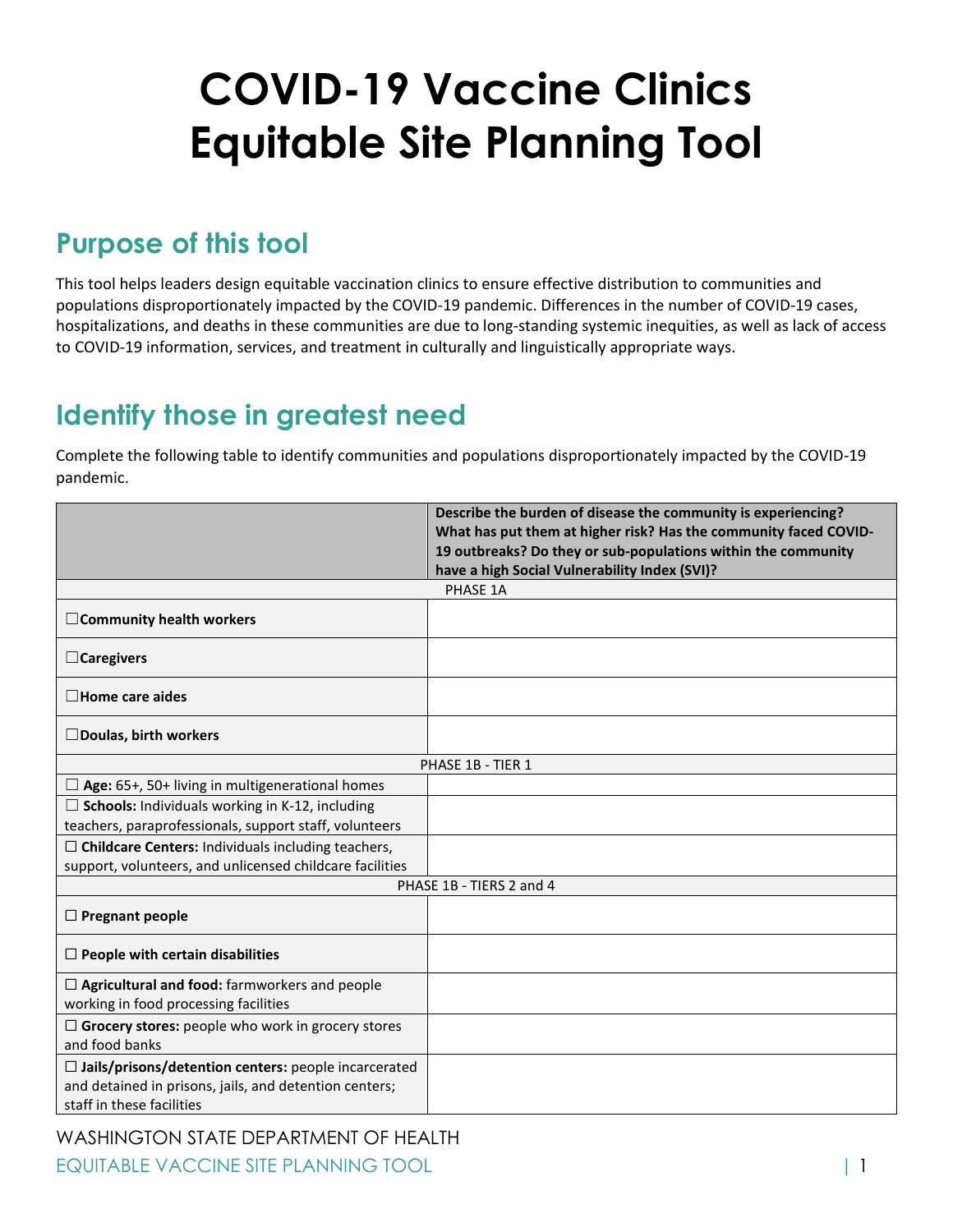# COVID-19 Vaccine Clinics Equitable Site Planning Tool

## Purpose of this tool

This tool helps leaders design equitable vaccination clinics to ensure effective distribution to communities and populations disproportionately impacted by the COVID-19 pandemic. Differences in the number of COVID-19 cases, hospitalizations, and deaths in these communities are due to long-standing systemic inequities, as well as lack of access to COVID-19 information, services, and treatment in culturally and linguistically appropriate ways.

## Identify those in greatest need

Complete the following table to identify communities and populations disproportionately impacted by the COVID-19 pandemic.

| | **Describe the burden of disease the community is experiencing? What has put them at higher risk? Has the community faced COVID-19 outbreaks? Do they or sub-populations within the community have a high Social Vulnerability Index (SVI)?** |
|---|---|
| PHASE 1A | |
| ☐**Community health workers** | |
| ☐**Caregivers** | |
| ☐**Home care aides** | |
| ☐**Doulas, birth workers** | |
| PHASE 1B - TIER 1 | |
| ☐ **Age:** 65+, 50+ living in multigenerational homes | |
| ☐ **Schools:** Individuals working in K-12, including teachers, paraprofessionals, support staff, volunteers | |
| ☐ **Childcare Centers:** Individuals including teachers, support, volunteers, and unlicensed childcare facilities | |
| PHASE 1B - TIERS 2 and 4 | |
| ☐ **Pregnant people** | |
| ☐ **People with certain disabilities** | |
| ☐ **Agricultural and food:** farmworkers and people working in food processing facilities | |
| ☐ **Grocery stores:** people who work in grocery stores and food banks | |
| ☐ **Jails/prisons/detention centers:** people incarcerated and detained in prisons, jails, and detention centers; staff in these facilities | |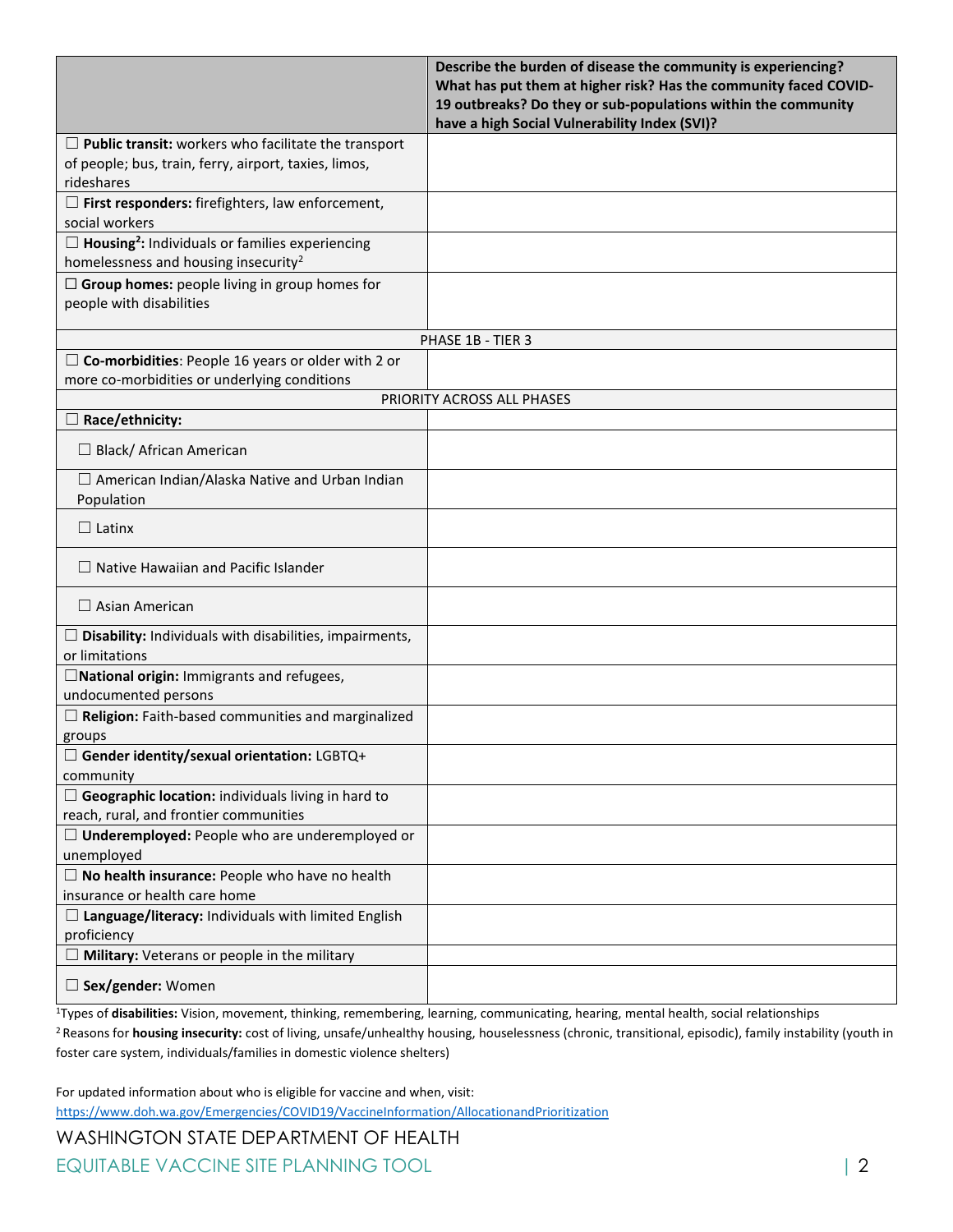| | Describe the burden of disease the community is experiencing? What has put them at higher risk? Has the community faced COVID-19 outbreaks? Do they or sub-populations within the community have a high Social Vulnerability Index (SVI)? |
|---|---|
| ☐ **Public transit:** workers who facilitate the transport of people; bus, train, ferry, airport, taxies, limos, rideshares | |
| ☐ **First responders:** firefighters, law enforcement, social workers | |
| ☐ **Housing**[2]**:** Individuals or families experiencing homelessness and housing insecurity[2] | |
| ☐ **Group homes:** people living in group homes for people with disabilities | |
| PHASE 1B - TIER 3 | |
| ☐ **Co-morbidities**: People 16 years or older with 2 or more co-morbidities or underlying conditions | |
| PRIORITY ACROSS ALL PHASES | |
| ☐ **Race/ethnicity:** | |
| ☐ Black/ African American | |
| ☐ American Indian/Alaska Native and Urban Indian Population | |
| ☐ Latinx | |
| ☐ Native Hawaiian and Pacific Islander | |
| ☐ Asian American | |
| ☐ **Disability:** Individuals with disabilities, impairments, or limitations | |
| ☐**National origin:** Immigrants and refugees, undocumented persons | |
| ☐ **Religion:** Faith-based communities and marginalized groups | |
| ☐ **Gender identity/sexual orientation:** LGBTQ+ community | |
| ☐ **Geographic location:** individuals living in hard to reach, rural, and frontier communities | |
| ☐ **Underemployed:** People who are underemployed or unemployed | |
| ☐ **No health insurance:** People who have no health insurance or health care home | |
| ☐ **Language/literacy:** Individuals with limited English proficiency | |
| ☐ **Military:** Veterans or people in the military | |
| ☐ **Sex/gender:** Women | |

[1]Types of **disabilities:** Vision, movement, thinking, remembering, learning, communicating, hearing, mental health, social relationships

[2] Reasons for **housing insecurity:** cost of living, unsafe/unhealthy housing, houselessness (chronic, transitional, episodic), family instability (youth in foster care system, individuals/families in domestic violence shelters)

For updated information about who is eligible for vaccine and when, visit: https://www.doh.wa.gov/Emergencies/COVID19/VaccineInformation/AllocationandPrioritization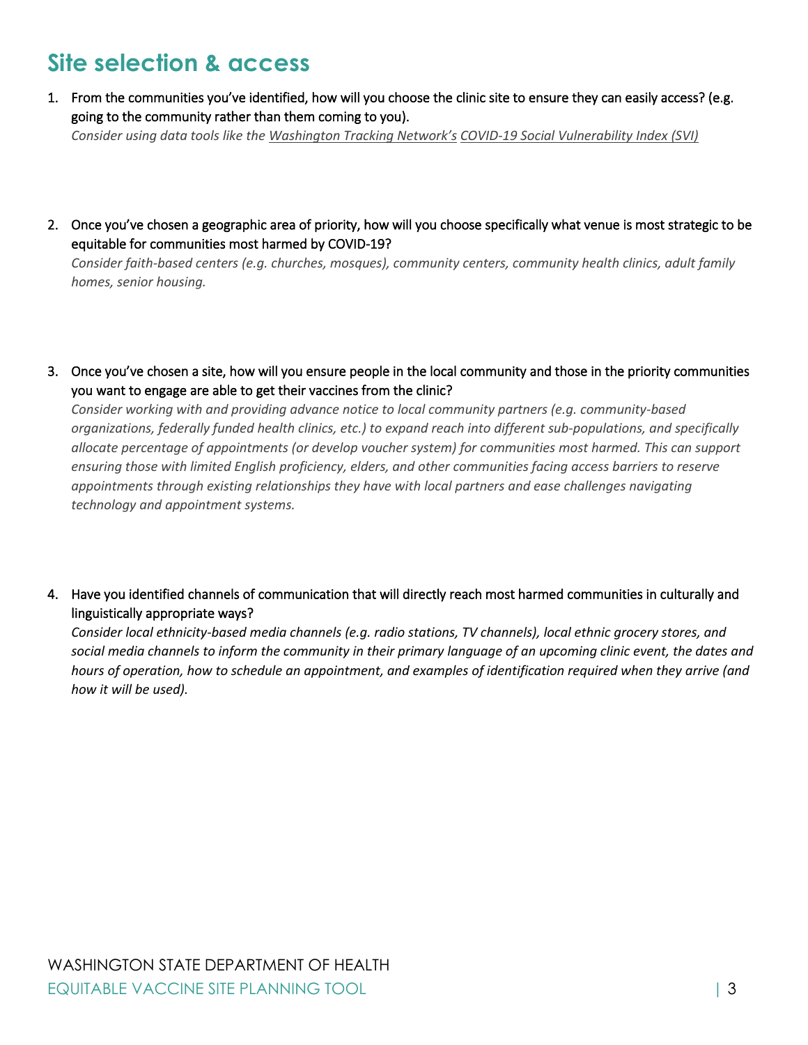## Site selection & access

1. From the communities you've identified, how will you choose the clinic site to ensure they can easily access? (e.g. going to the community rather than them coming to you).
   *Consider using data tools like the Washington Tracking Network's COVID-19 Social Vulnerability Index (SVI)*

2. Once you've chosen a geographic area of priority, how will you choose specifically what venue is most strategic to be equitable for communities most harmed by COVID-19?
   *Consider faith-based centers (e.g. churches, mosques), community centers, community health clinics, adult family homes, senior housing.*

3. Once you've chosen a site, how will you ensure people in the local community and those in the priority communities you want to engage are able to get their vaccines from the clinic?
   *Consider working with and providing advance notice to local community partners (e.g. community-based organizations, federally funded health clinics, etc.) to expand reach into different sub-populations, and specifically allocate percentage of appointments (or develop voucher system) for communities most harmed. This can support ensuring those with limited English proficiency, elders, and other communities facing access barriers to reserve appointments through existing relationships they have with local partners and ease challenges navigating technology and appointment systems.*

4. Have you identified channels of communication that will directly reach most harmed communities in culturally and linguistically appropriate ways?
   *Consider local ethnicity-based media channels (e.g. radio stations, TV channels), local ethnic grocery stores, and social media channels to inform the community in their primary language of an upcoming clinic event, the dates and hours of operation, how to schedule an appointment, and examples of identification required when they arrive (and how it will be used).*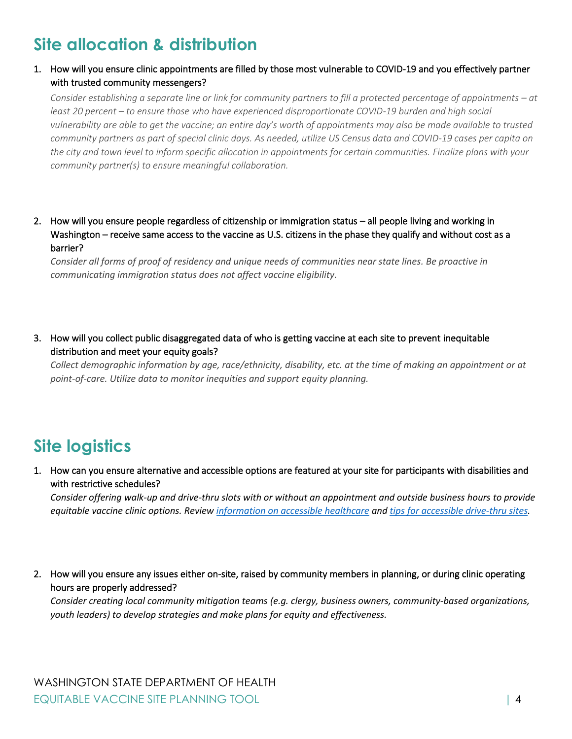## Site allocation & distribution

1. How will you ensure clinic appointments are filled by those most vulnerable to COVID-19 and you effectively partner with trusted community messengers?

   *Consider establishing a separate line or link for community partners to fill a protected percentage of appointments – at least 20 percent – to ensure those who have experienced disproportionate COVID-19 burden and high social vulnerability are able to get the vaccine; an entire day's worth of appointments may also be made available to trusted community partners as part of special clinic days. As needed, utilize US Census data and COVID-19 cases per capita on the city and town level to inform specific allocation in appointments for certain communities. Finalize plans with your community partner(s) to ensure meaningful collaboration.*

2. How will you ensure people regardless of citizenship or immigration status – all people living and working in Washington – receive same access to the vaccine as U.S. citizens in the phase they qualify and without cost as a barrier?

   *Consider all forms of proof of residency and unique needs of communities near state lines. Be proactive in communicating immigration status does not affect vaccine eligibility.*

3. How will you collect public disaggregated data of who is getting vaccine at each site to prevent inequitable distribution and meet your equity goals?

   *Collect demographic information by age, race/ethnicity, disability, etc. at the time of making an appointment or at point-of-care. Utilize data to monitor inequities and support equity planning.*

## Site logistics

1. How can you ensure alternative and accessible options are featured at your site for participants with disabilities and with restrictive schedules?

   *Consider offering walk-up and drive-thru slots with or without an appointment and outside business hours to provide equitable vaccine clinic options. Review information on accessible healthcare and tips for accessible drive-thru sites.*

2. How will you ensure any issues either on-site, raised by community members in planning, or during clinic operating hours are properly addressed?

   *Consider creating local community mitigation teams (e.g. clergy, business owners, community-based organizations, youth leaders) to develop strategies and make plans for equity and effectiveness.*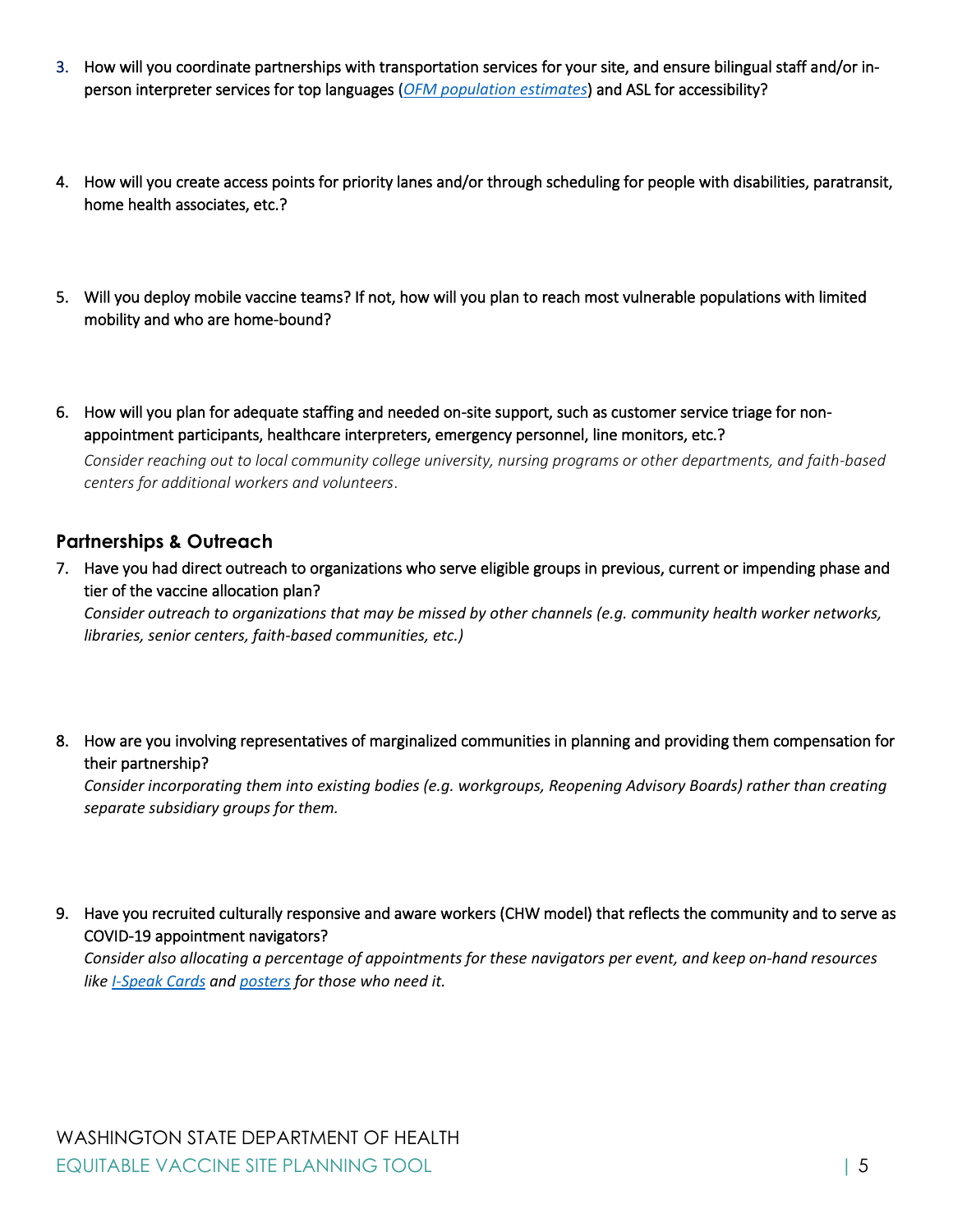3. How will you coordinate partnerships with transportation services for your site, and ensure bilingual staff and/or in-person interpreter services for top languages (*OFM population estimates*) and ASL for accessibility?

4. How will you create access points for priority lanes and/or through scheduling for people with disabilities, paratransit, home health associates, etc.?

5. Will you deploy mobile vaccine teams? If not, how will you plan to reach most vulnerable populations with limited mobility and who are home-bound?

6. How will you plan for adequate staffing and needed on-site support, such as customer service triage for non-appointment participants, healthcare interpreters, emergency personnel, line monitors, etc.?
   *Consider reaching out to local community college university, nursing programs or other departments, and faith-based centers for additional workers and volunteers.*

## Partnerships & Outreach

7. Have you had direct outreach to organizations who serve eligible groups in previous, current or impending phase and tier of the vaccine allocation plan?
   *Consider outreach to organizations that may be missed by other channels (e.g. community health worker networks, libraries, senior centers, faith-based communities, etc.)*

8. How are you involving representatives of marginalized communities in planning and providing them compensation for their partnership?
   *Consider incorporating them into existing bodies (e.g. workgroups, Reopening Advisory Boards) rather than creating separate subsidiary groups for them.*

9. Have you recruited culturally responsive and aware workers (CHW model) that reflects the community and to serve as COVID-19 appointment navigators?
   *Consider also allocating a percentage of appointments for these navigators per event, and keep on-hand resources like I-Speak Cards and posters for those who need it.*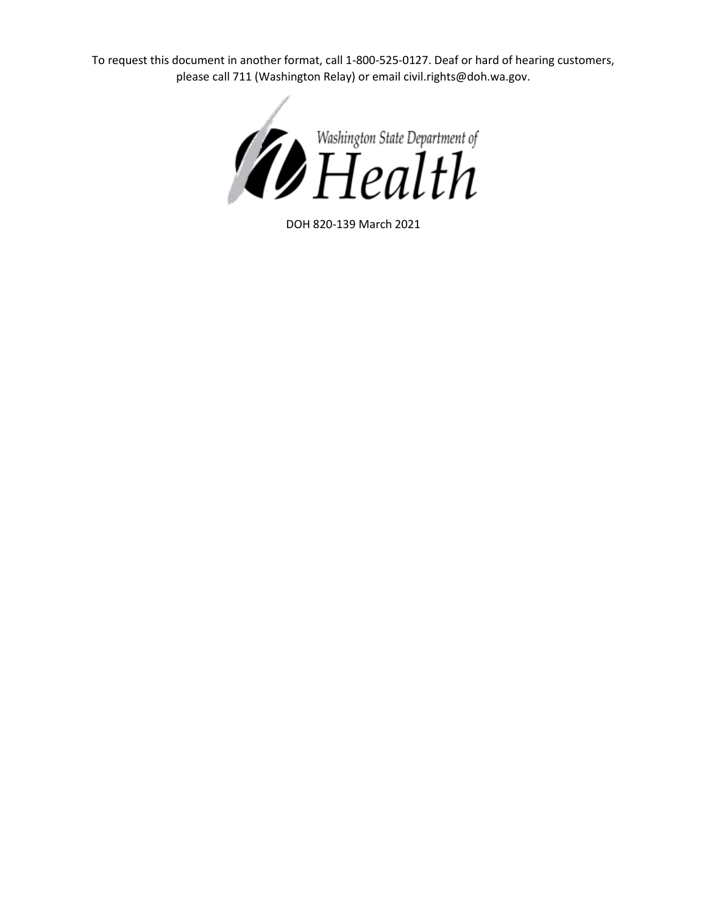To request this document in another format, call 1-800-525-0127. Deaf or hard of hearing customers, please call 711 (Washington Relay) or email civil.rights@doh.wa.gov.

Washington State Department of Health

DOH 820-139 March 2021